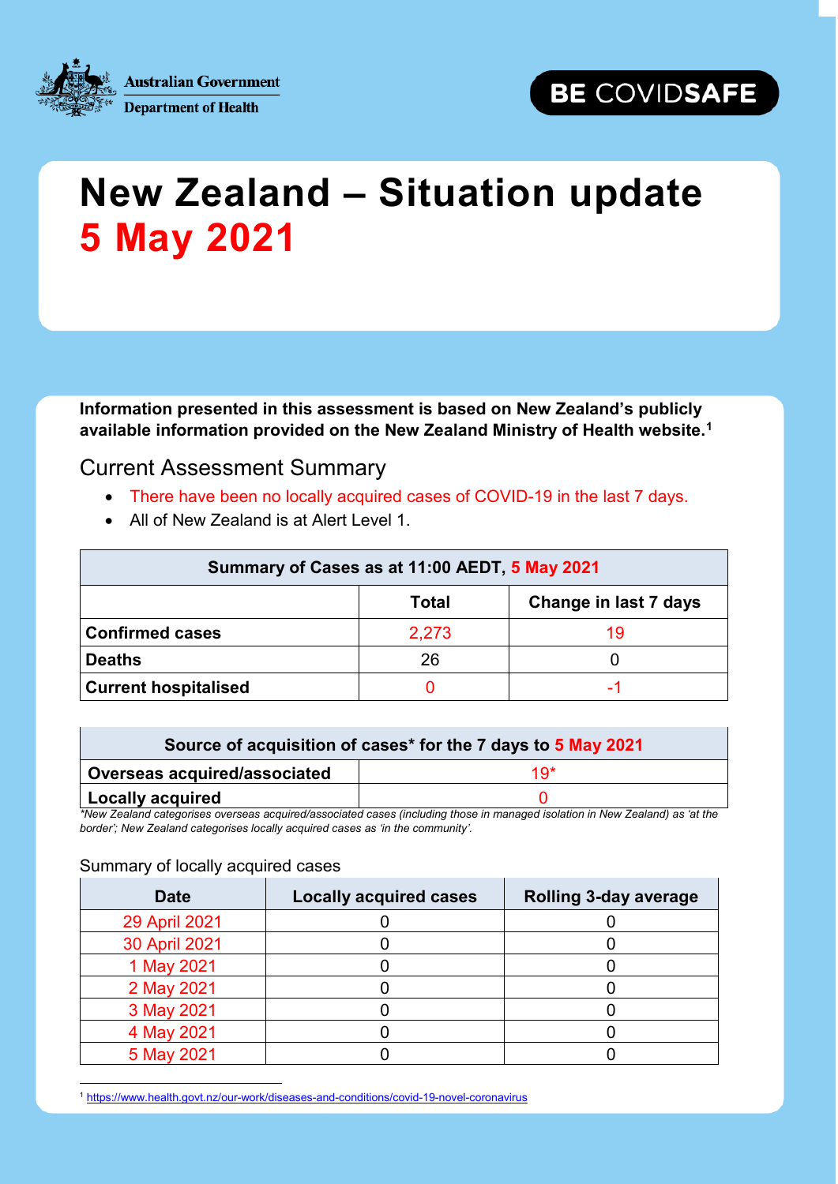Australian Government
Department of Health

BE COVIDSAFE

# New Zealand – Situation update 5 May 2021

**Information presented in this assessment is based on New Zealand's publicly available information provided on the New Zealand Ministry of Health website.[1]**

## Current Assessment Summary

- There have been no locally acquired cases of COVID-19 in the last 7 days.
- All of New Zealand is at Alert Level 1.

| Summary of Cases as at 11:00 AEDT, 5 May 2021 | | |
|---|---|---|
| | **Total** | **Change in last 7 days** |
| **Confirmed cases** | 2,273 | 19 |
| **Deaths** | 26 | 0 |
| **Current hospitalised** | 0 | -1 |

| Source of acquisition of cases* for the 7 days to 5 May 2021 | |
|---|---|
| **Overseas acquired/associated** | 19* |
| **Locally acquired** | 0 |

*\*New Zealand categorises overseas acquired/associated cases (including those in managed isolation in New Zealand) as 'at the border'; New Zealand categorises locally acquired cases as 'in the community'.*

Summary of locally acquired cases

| Date | Locally acquired cases | Rolling 3-day average |
|---|---|---|
| 29 April 2021 | 0 | 0 |
| 30 April 2021 | 0 | 0 |
| 1 May 2021 | 0 | 0 |
| 2 May 2021 | 0 | 0 |
| 3 May 2021 | 0 | 0 |
| 4 May 2021 | 0 | 0 |
| 5 May 2021 | 0 | 0 |

[1] https://www.health.govt.nz/our-work/diseases-and-conditions/covid-19-novel-coronavirus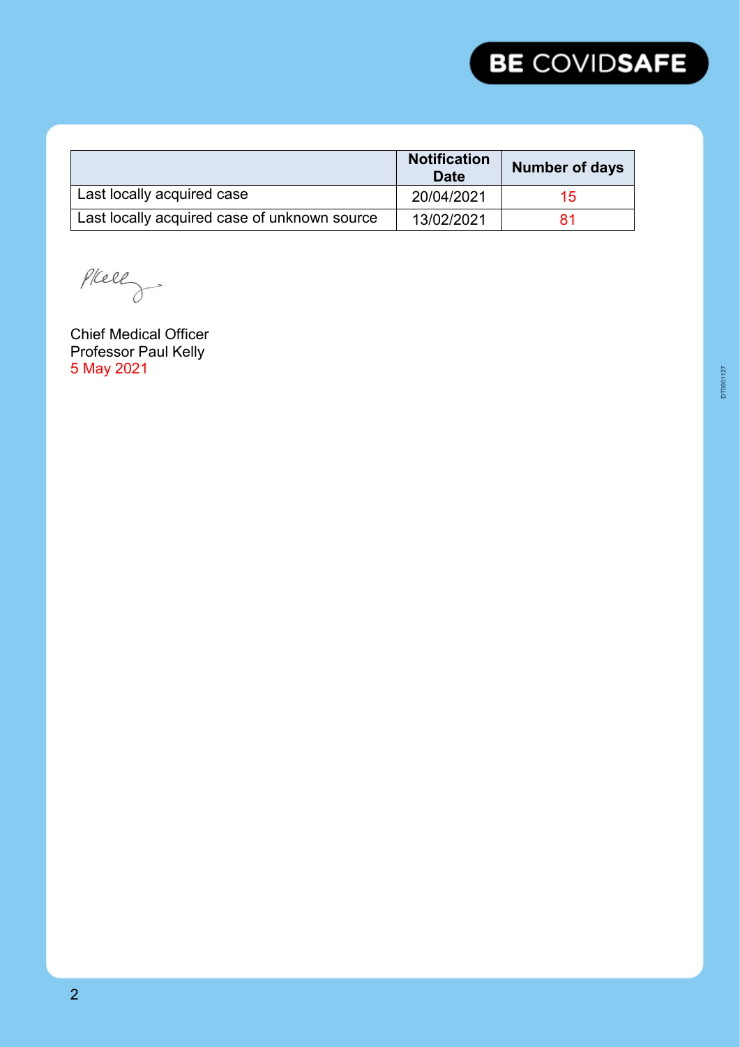| | Notification Date | Number of days |
|---|---|---|
| Last locally acquired case | 20/04/2021 | 15 |
| Last locally acquired case of unknown source | 13/02/2021 | 81 |

Chief Medical Officer
Professor Paul Kelly
5 May 2021